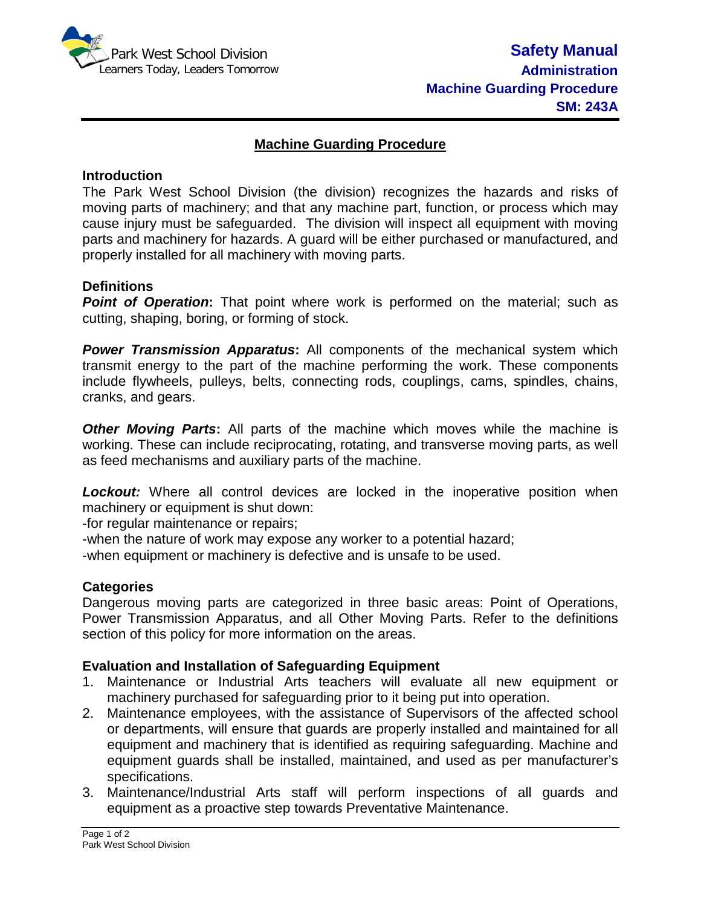# Machine Guarding Procedure

## Introduction

The Park West School Division (the division) recognizes the hazards and risks of moving parts of machinery; and that any machine part, function, or process which may cause injury must be safeguarded. The division will inspect all equipment with moving parts and machinery for hazards. A guard will be either purchased or manufactured, and properly installed for all machinery with moving parts.

## Definitions

***Point of Operation*:** That point where work is performed on the material; such as cutting, shaping, boring, or forming of stock.

***Power Transmission Apparatus*:** All components of the mechanical system which transmit energy to the part of the machine performing the work. These components include flywheels, pulleys, belts, connecting rods, couplings, cams, spindles, chains, cranks, and gears.

***Other Moving Parts*:** All parts of the machine which moves while the machine is working. These can include reciprocating, rotating, and transverse moving parts, as well as feed mechanisms and auxiliary parts of the machine.

***Lockout:*** Where all control devices are locked in the inoperative position when machinery or equipment is shut down:
-for regular maintenance or repairs;
-when the nature of work may expose any worker to a potential hazard;
-when equipment or machinery is defective and is unsafe to be used.

## Categories

Dangerous moving parts are categorized in three basic areas: Point of Operations, Power Transmission Apparatus, and all Other Moving Parts. Refer to the definitions section of this policy for more information on the areas.

## Evaluation and Installation of Safeguarding Equipment

1. Maintenance or Industrial Arts teachers will evaluate all new equipment or machinery purchased for safeguarding prior to it being put into operation.
2. Maintenance employees, with the assistance of Supervisors of the affected school or departments, will ensure that guards are properly installed and maintained for all equipment and machinery that is identified as requiring safeguarding. Machine and equipment guards shall be installed, maintained, and used as per manufacturer's specifications.
3. Maintenance/Industrial Arts staff will perform inspections of all guards and equipment as a proactive step towards Preventative Maintenance.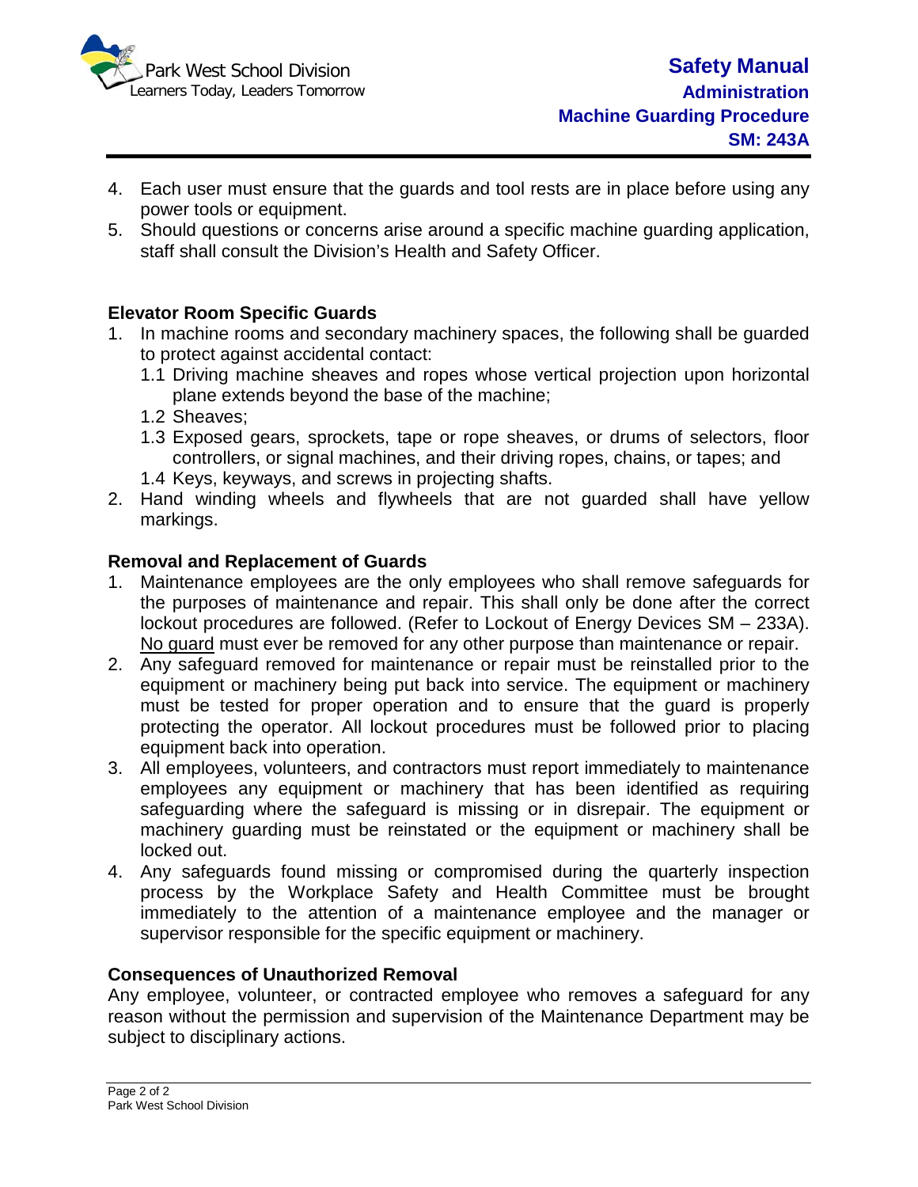4. Each user must ensure that the guards and tool rests are in place before using any power tools or equipment.
5. Should questions or concerns arise around a specific machine guarding application, staff shall consult the Division's Health and Safety Officer.

**Elevator Room Specific Guards**

1. In machine rooms and secondary machinery spaces, the following shall be guarded to protect against accidental contact:
   1.1 Driving machine sheaves and ropes whose vertical projection upon horizontal plane extends beyond the base of the machine;
   1.2 Sheaves;
   1.3 Exposed gears, sprockets, tape or rope sheaves, or drums of selectors, floor controllers, or signal machines, and their driving ropes, chains, or tapes; and
   1.4 Keys, keyways, and screws in projecting shafts.
2. Hand winding wheels and flywheels that are not guarded shall have yellow markings.

**Removal and Replacement of Guards**

1. Maintenance employees are the only employees who shall remove safeguards for the purposes of maintenance and repair. This shall only be done after the correct lockout procedures are followed. (Refer to Lockout of Energy Devices SM – 233A). No guard must ever be removed for any other purpose than maintenance or repair.
2. Any safeguard removed for maintenance or repair must be reinstalled prior to the equipment or machinery being put back into service. The equipment or machinery must be tested for proper operation and to ensure that the guard is properly protecting the operator. All lockout procedures must be followed prior to placing equipment back into operation.
3. All employees, volunteers, and contractors must report immediately to maintenance employees any equipment or machinery that has been identified as requiring safeguarding where the safeguard is missing or in disrepair. The equipment or machinery guarding must be reinstated or the equipment or machinery shall be locked out.
4. Any safeguards found missing or compromised during the quarterly inspection process by the Workplace Safety and Health Committee must be brought immediately to the attention of a maintenance employee and the manager or supervisor responsible for the specific equipment or machinery.

**Consequences of Unauthorized Removal**

Any employee, volunteer, or contracted employee who removes a safeguard for any reason without the permission and supervision of the Maintenance Department may be subject to disciplinary actions.